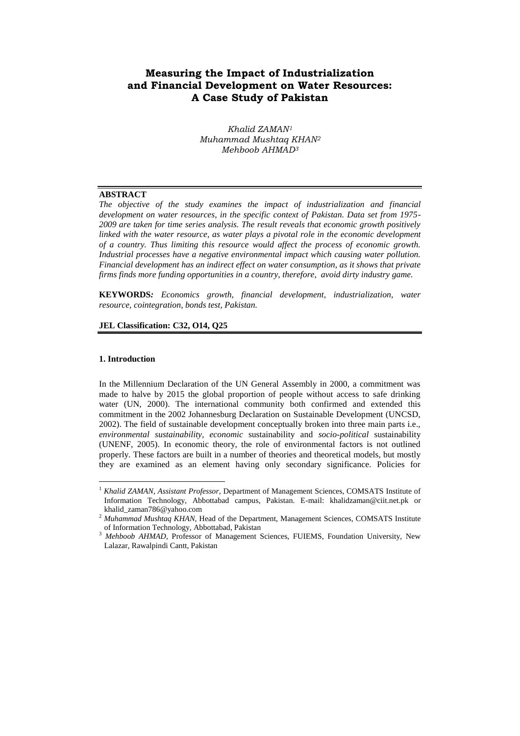# Measuring the Impact of Industrialization and Financial Development on Water Resources: A Case Study of Pakistan

*Khalid ZAMAN*[1]
*Muhammad Mushtaq KHAN*[2]
*Mehboob AHMAD*[3]

---

**ABSTRACT**

*The objective of the study examines the impact of industrialization and financial development on water resources, in the specific context of Pakistan. Data set from 1975-2009 are taken for time series analysis. The result reveals that economic growth positively linked with the water resource, as water plays a pivotal role in the economic development of a country. Thus limiting this resource would affect the process of economic growth. Industrial processes have a negative environmental impact which causing water pollution. Financial development has an indirect effect on water consumption, as it shows that private firms finds more funding opportunities in a country, therefore, avoid dirty industry game.*

**KEYWORDS***:* *Economics growth, financial development, industrialization, water resource, cointegration, bonds test, Pakistan.*

**JEL Classification: C32, O14, Q25**

---

**1. Introduction**

In the Millennium Declaration of the UN General Assembly in 2000, a commitment was made to halve by 2015 the global proportion of people without access to safe drinking water (UN, 2000). The international community both confirmed and extended this commitment in the 2002 Johannesburg Declaration on Sustainable Development (UNCSD, 2002). The field of sustainable development conceptually broken into three main parts i.e., *environmental sustainability, economic* sustainability and *socio-political* sustainability (UNENF, 2005). In economic theory, the role of environmental factors is not outlined properly. These factors are built in a number of theories and theoretical models, but mostly they are examined as an element having only secondary significance. Policies for

---

[1] *Khalid ZAMAN, Assistant Professor,* Department of Management Sciences, COMSATS Institute of Information Technology, Abbottabad campus, Pakistan. E-mail: khalidzaman@ciit.net.pk or khalid_zaman786@yahoo.com

[2] *Muhammad Mushtaq KHAN,* Head of the Department, Management Sciences, COMSATS Institute of Information Technology, Abbottabad, Pakistan

[3] *Mehboob AHMAD,* Professor of Management Sciences, FUIEMS, Foundation University, New Lalazar, Rawalpindi Cantt, Pakistan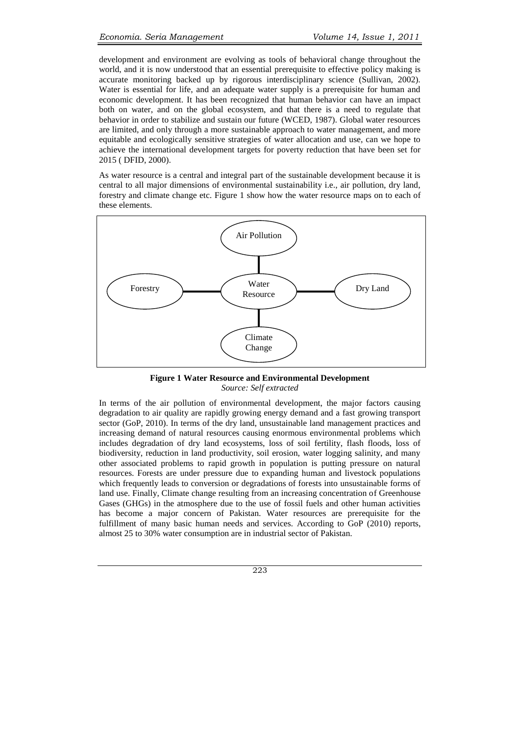development and environment are evolving as tools of behavioral change throughout the world, and it is now understood that an essential prerequisite to effective policy making is accurate monitoring backed up by rigorous interdisciplinary science (Sullivan, 2002). Water is essential for life, and an adequate water supply is a prerequisite for human and economic development. It has been recognized that human behavior can have an impact both on water, and on the global ecosystem, and that there is a need to regulate that behavior in order to stabilize and sustain our future (WCED, 1987). Global water resources are limited, and only through a more sustainable approach to water management, and more equitable and ecologically sensitive strategies of water allocation and use, can we hope to achieve the international development targets for poverty reduction that have been set for 2015 ( DFID, 2000).

As water resource is a central and integral part of the sustainable development because it is central to all major dimensions of environmental sustainability i.e., air pollution, dry land, forestry and climate change etc. Figure 1 show how the water resource maps on to each of these elements.

Air Pollution

Forestry — Water Resource — Dry Land

Climate Change

**Figure 1 Water Resource and Environmental Development**
*Source: Self extracted*

In terms of the air pollution of environmental development, the major factors causing degradation to air quality are rapidly growing energy demand and a fast growing transport sector (GoP, 2010). In terms of the dry land, unsustainable land management practices and increasing demand of natural resources causing enormous environmental problems which includes degradation of dry land ecosystems, loss of soil fertility, flash floods, loss of biodiversity, reduction in land productivity, soil erosion, water logging salinity, and many other associated problems to rapid growth in population is putting pressure on natural resources. Forests are under pressure due to expanding human and livestock populations which frequently leads to conversion or degradations of forests into unsustainable forms of land use. Finally, Climate change resulting from an increasing concentration of Greenhouse Gases (GHGs) in the atmosphere due to the use of fossil fuels and other human activities has become a major concern of Pakistan. Water resources are prerequisite for the fulfillment of many basic human needs and services. According to GoP (2010) reports, almost 25 to 30% water consumption are in industrial sector of Pakistan.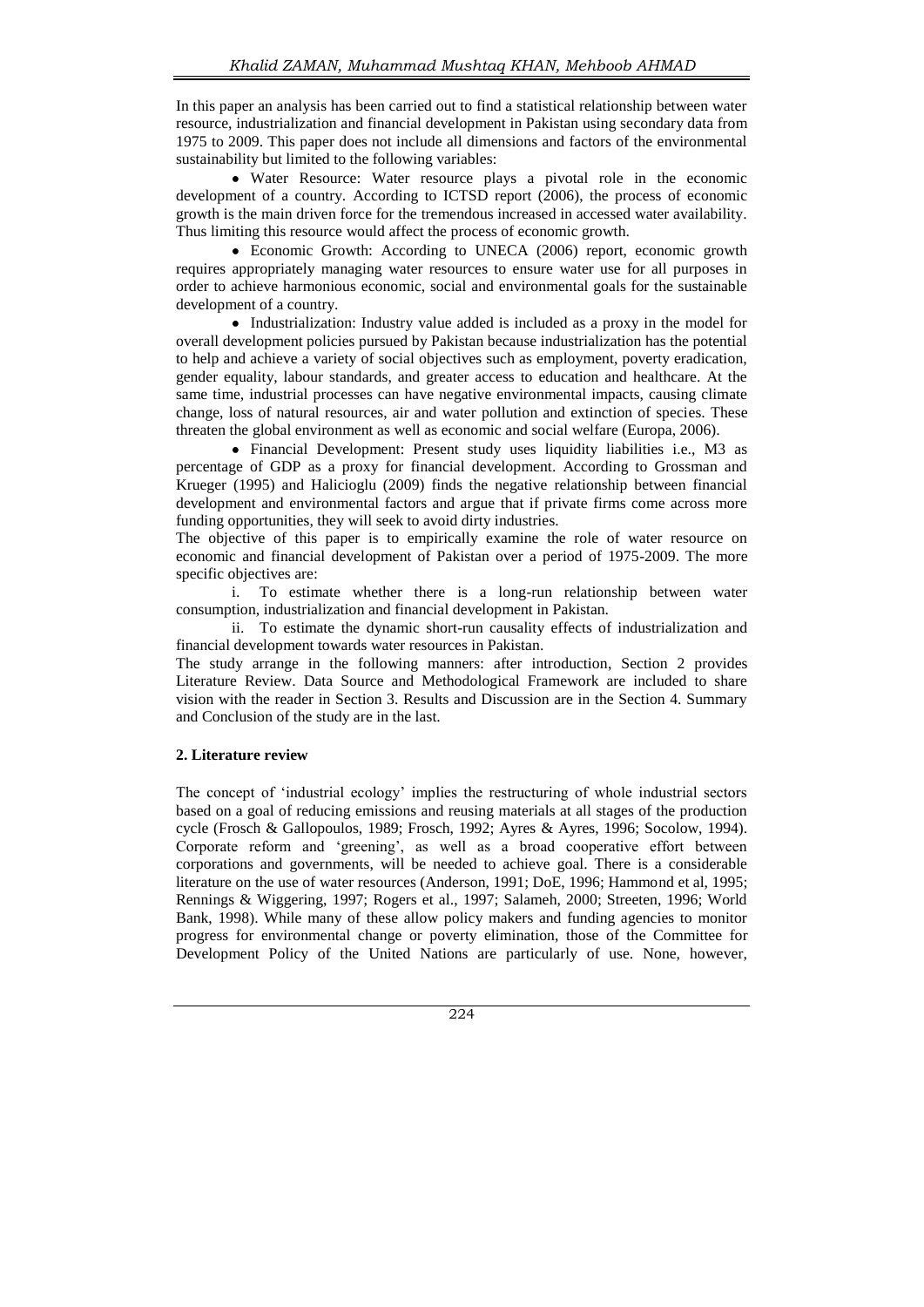In this paper an analysis has been carried out to find a statistical relationship between water resource, industrialization and financial development in Pakistan using secondary data from 1975 to 2009. This paper does not include all dimensions and factors of the environmental sustainability but limited to the following variables:

- Water Resource: Water resource plays a pivotal role in the economic development of a country. According to ICTSD report (2006), the process of economic growth is the main driven force for the tremendous increased in accessed water availability. Thus limiting this resource would affect the process of economic growth.
- Economic Growth: According to UNECA (2006) report, economic growth requires appropriately managing water resources to ensure water use for all purposes in order to achieve harmonious economic, social and environmental goals for the sustainable development of a country.
- Industrialization: Industry value added is included as a proxy in the model for overall development policies pursued by Pakistan because industrialization has the potential to help and achieve a variety of social objectives such as employment, poverty eradication, gender equality, labour standards, and greater access to education and healthcare. At the same time, industrial processes can have negative environmental impacts, causing climate change, loss of natural resources, air and water pollution and extinction of species. These threaten the global environment as well as economic and social welfare (Europa, 2006).
- Financial Development: Present study uses liquidity liabilities i.e., M3 as percentage of GDP as a proxy for financial development. According to Grossman and Krueger (1995) and Halicioglu (2009) finds the negative relationship between financial development and environmental factors and argue that if private firms come across more funding opportunities, they will seek to avoid dirty industries.

The objective of this paper is to empirically examine the role of water resource on economic and financial development of Pakistan over a period of 1975-2009. The more specific objectives are:

i. To estimate whether there is a long-run relationship between water consumption, industrialization and financial development in Pakistan.

ii. To estimate the dynamic short-run causality effects of industrialization and financial development towards water resources in Pakistan.

The study arrange in the following manners: after introduction, Section 2 provides Literature Review. Data Source and Methodological Framework are included to share vision with the reader in Section 3. Results and Discussion are in the Section 4. Summary and Conclusion of the study are in the last.

## 2. Literature review

The concept of 'industrial ecology' implies the restructuring of whole industrial sectors based on a goal of reducing emissions and reusing materials at all stages of the production cycle (Frosch & Gallopoulos, 1989; Frosch, 1992; Ayres & Ayres, 1996; Socolow, 1994). Corporate reform and 'greening', as well as a broad cooperative effort between corporations and governments, will be needed to achieve goal. There is a considerable literature on the use of water resources (Anderson, 1991; DoE, 1996; Hammond et al, 1995; Rennings & Wiggering, 1997; Rogers et al., 1997; Salameh, 2000; Streeten, 1996; World Bank, 1998). While many of these allow policy makers and funding agencies to monitor progress for environmental change or poverty elimination, those of the Committee for Development Policy of the United Nations are particularly of use. None, however,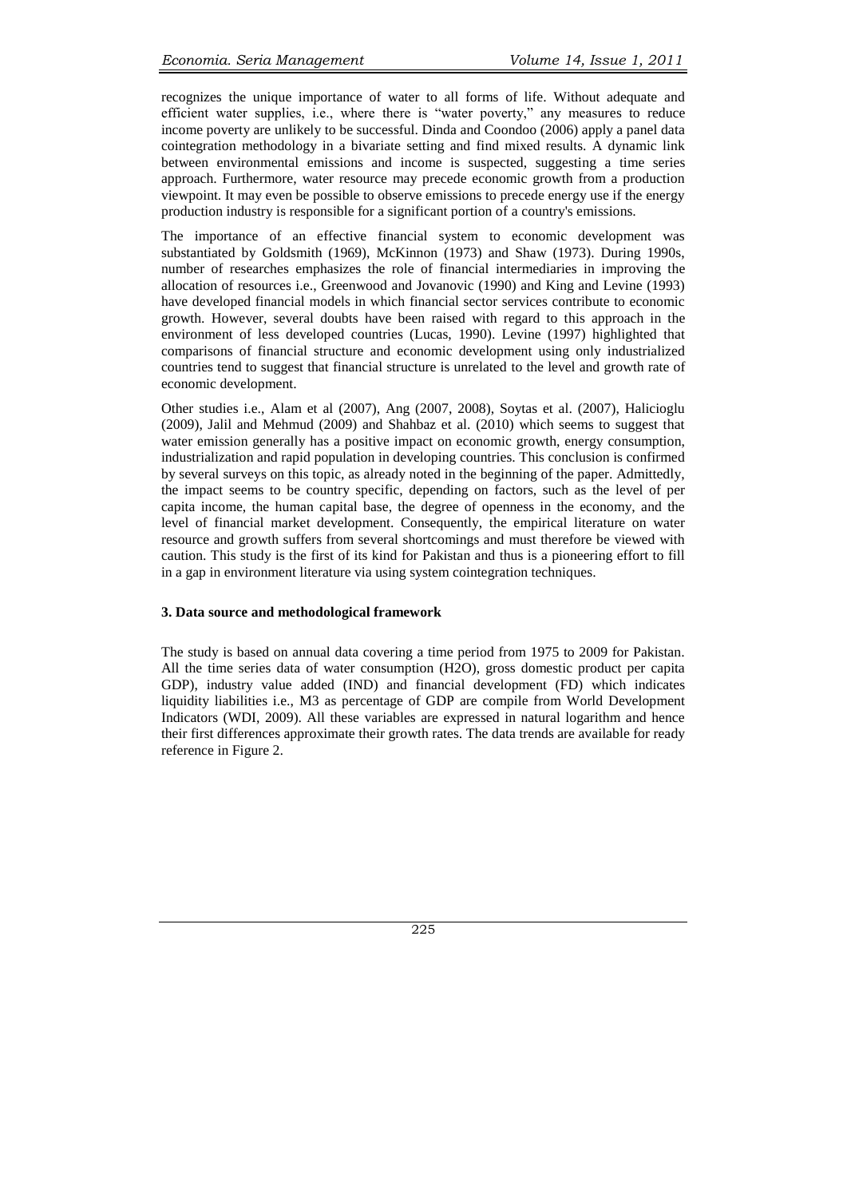recognizes the unique importance of water to all forms of life. Without adequate and efficient water supplies, i.e., where there is "water poverty," any measures to reduce income poverty are unlikely to be successful. Dinda and Coondoo (2006) apply a panel data cointegration methodology in a bivariate setting and find mixed results. A dynamic link between environmental emissions and income is suspected, suggesting a time series approach. Furthermore, water resource may precede economic growth from a production viewpoint. It may even be possible to observe emissions to precede energy use if the energy production industry is responsible for a significant portion of a country's emissions.

The importance of an effective financial system to economic development was substantiated by Goldsmith (1969), McKinnon (1973) and Shaw (1973). During 1990s, number of researches emphasizes the role of financial intermediaries in improving the allocation of resources i.e., Greenwood and Jovanovic (1990) and King and Levine (1993) have developed financial models in which financial sector services contribute to economic growth. However, several doubts have been raised with regard to this approach in the environment of less developed countries (Lucas, 1990). Levine (1997) highlighted that comparisons of financial structure and economic development using only industrialized countries tend to suggest that financial structure is unrelated to the level and growth rate of economic development.

Other studies i.e., Alam et al (2007), Ang (2007, 2008), Soytas et al. (2007), Halicioglu (2009), Jalil and Mehmud (2009) and Shahbaz et al. (2010) which seems to suggest that water emission generally has a positive impact on economic growth, energy consumption, industrialization and rapid population in developing countries. This conclusion is confirmed by several surveys on this topic, as already noted in the beginning of the paper. Admittedly, the impact seems to be country specific, depending on factors, such as the level of per capita income, the human capital base, the degree of openness in the economy, and the level of financial market development. Consequently, the empirical literature on water resource and growth suffers from several shortcomings and must therefore be viewed with caution. This study is the first of its kind for Pakistan and thus is a pioneering effort to fill in a gap in environment literature via using system cointegration techniques.

### 3. Data source and methodological framework

The study is based on annual data covering a time period from 1975 to 2009 for Pakistan. All the time series data of water consumption (H2O), gross domestic product per capita GDP), industry value added (IND) and financial development (FD) which indicates liquidity liabilities i.e., M3 as percentage of GDP are compile from World Development Indicators (WDI, 2009). All these variables are expressed in natural logarithm and hence their first differences approximate their growth rates. The data trends are available for ready reference in Figure 2.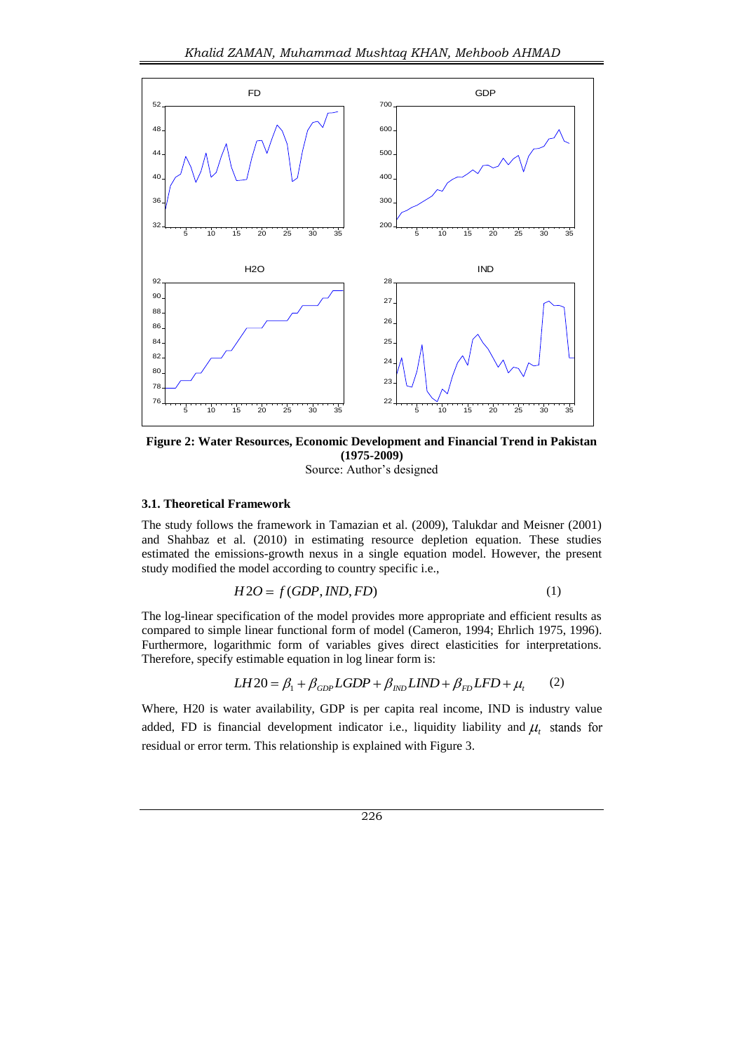**Figure 2: Water Resources, Economic Development and Financial Trend in Pakistan (1975-2009)**

Source: Author's designed

### 3.1. Theoretical Framework

The study follows the framework in Tamazian et al. (2009), Talukdar and Meisner (2001) and Shahbaz et al. (2010) in estimating resource depletion equation. These studies estimated the emissions-growth nexus in a single equation model. However, the present study modified the model according to country specific i.e.,

$$H2O = f(GDP, IND, FD) \qquad (1)$$

The log-linear specification of the model provides more appropriate and efficient results as compared to simple linear functional form of model (Cameron, 1994; Ehrlich 1975, 1996). Furthermore, logarithmic form of variables gives direct elasticities for interpretations. Therefore, specify estimable equation in log linear form is:

$$LH20 = \beta_1 + \beta_{GDP} LGDP + \beta_{IND} LIND + \beta_{FD} LFD + \mu_t \qquad (2)$$

Where, H20 is water availability, GDP is per capita real income, IND is industry value added, FD is financial development indicator i.e., liquidity liability and $\mu_t$ stands for residual or error term. This relationship is explained with Figure 3.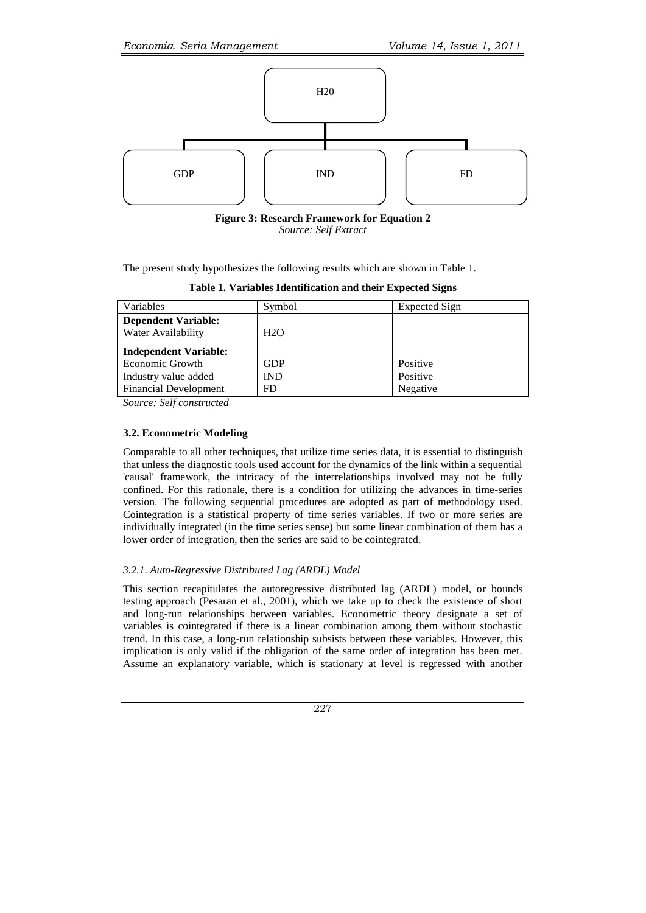H20

GDP | IND | FD

**Figure 3: Research Framework for Equation 2**
*Source: Self Extract*

The present study hypothesizes the following results which are shown in Table 1.

**Table 1. Variables Identification and their Expected Signs**

| Variables | Symbol | Expected Sign |
|---|---|---|
| **Dependent Variable:** | | |
| Water Availability | $H_2O$ | |
| **Independent Variable:** | | |
| Economic Growth | GDP | Positive |
| Industry value added | IND | Positive |
| Financial Development | FD | Negative |

*Source: Self constructed*

### 3.2. Econometric Modeling

Comparable to all other techniques, that utilize time series data, it is essential to distinguish that unless the diagnostic tools used account for the dynamics of the link within a sequential 'causal' framework, the intricacy of the interrelationships involved may not be fully confined. For this rationale, there is a condition for utilizing the advances in time-series version. The following sequential procedures are adopted as part of methodology used. Cointegration is a statistical property of time series variables. If two or more series are individually integrated (in the time series sense) but some linear combination of them has a lower order of integration, then the series are said to be cointegrated.

#### *3.2.1. Auto-Regressive Distributed Lag (ARDL) Model*

This section recapitulates the autoregressive distributed lag (ARDL) model, or bounds testing approach (Pesaran et al., 2001), which we take up to check the existence of short and long-run relationships between variables. Econometric theory designate a set of variables is cointegrated if there is a linear combination among them without stochastic trend. In this case, a long-run relationship subsists between these variables. However, this implication is only valid if the obligation of the same order of integration has been met. Assume an explanatory variable, which is stationary at level is regressed with another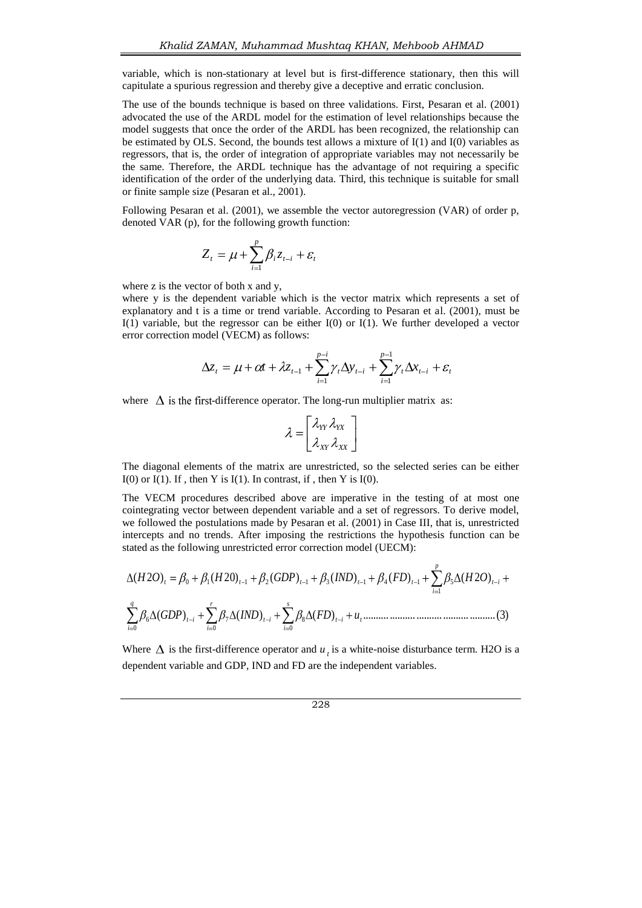variable, which is non-stationary at level but is first-difference stationary, then this will capitulate a spurious regression and thereby give a deceptive and erratic conclusion.

The use of the bounds technique is based on three validations. First, Pesaran et al. (2001) advocated the use of the ARDL model for the estimation of level relationships because the model suggests that once the order of the ARDL has been recognized, the relationship can be estimated by OLS. Second, the bounds test allows a mixture of I(1) and I(0) variables as regressors, that is, the order of integration of appropriate variables may not necessarily be the same. Therefore, the ARDL technique has the advantage of not requiring a specific identification of the order of the underlying data. Third, this technique is suitable for small or finite sample size (Pesaran et al., 2001).

Following Pesaran et al. (2001), we assemble the vector autoregression (VAR) of order p, denoted VAR (p), for the following growth function:

$$Z_t = \mu + \sum_{i=1}^{p} \beta_i z_{t-i} + \varepsilon_t$$

where z is the vector of both x and y,
where y is the dependent variable which is the vector matrix which represents a set of explanatory and t is a time or trend variable. According to Pesaran et al. (2001), must be I(1) variable, but the regressor can be either I(0) or I(1). We further developed a vector error correction model (VECM) as follows:

$$\Delta z_t = \mu + \alpha t + \lambda z_{t-1} + \sum_{i=1}^{p-i} \gamma_t \Delta y_{t-i} + \sum_{i=1}^{p-1} \gamma_t \Delta x_{t-i} + \varepsilon_t$$

where $\Delta$ is the first-difference operator. The long-run multiplier matrix as:

$$\lambda = \begin{bmatrix} \lambda_{YY} \lambda_{YX} \\ \lambda_{XY} \lambda_{XX} \end{bmatrix}$$

The diagonal elements of the matrix are unrestricted, so the selected series can be either I(0) or I(1). If , then Y is I(1). In contrast, if , then Y is I(0).

The VECM procedures described above are imperative in the testing of at most one cointegrating vector between dependent variable and a set of regressors. To derive model, we followed the postulations made by Pesaran et al. (2001) in Case III, that is, unrestricted intercepts and no trends. After imposing the restrictions the hypothesis function can be stated as the following unrestricted error correction model (UECM):

$$\Delta(H2O)_t = \beta_0 + \beta_1 (H20)_{t-1} + \beta_2 (GDP)_{t-1} + \beta_3 (IND)_{t-1} + \beta_4 (FD)_{t-1} + \sum_{i=1}^{p} \beta_5 \Delta(H2O)_{t-i} + \sum_{i=0}^{q} \beta_6 \Delta(GDP)_{t-i} + \sum_{i=0}^{r} \beta_7 \Delta(IND)_{t-i} + \sum_{i=0}^{s} \beta_8 \Delta(FD)_{t-i} + u_t \quad (3)$$

Where $\Delta$ is the first-difference operator and $u_t$ is a white-noise disturbance term. H2O is a dependent variable and GDP, IND and FD are the independent variables.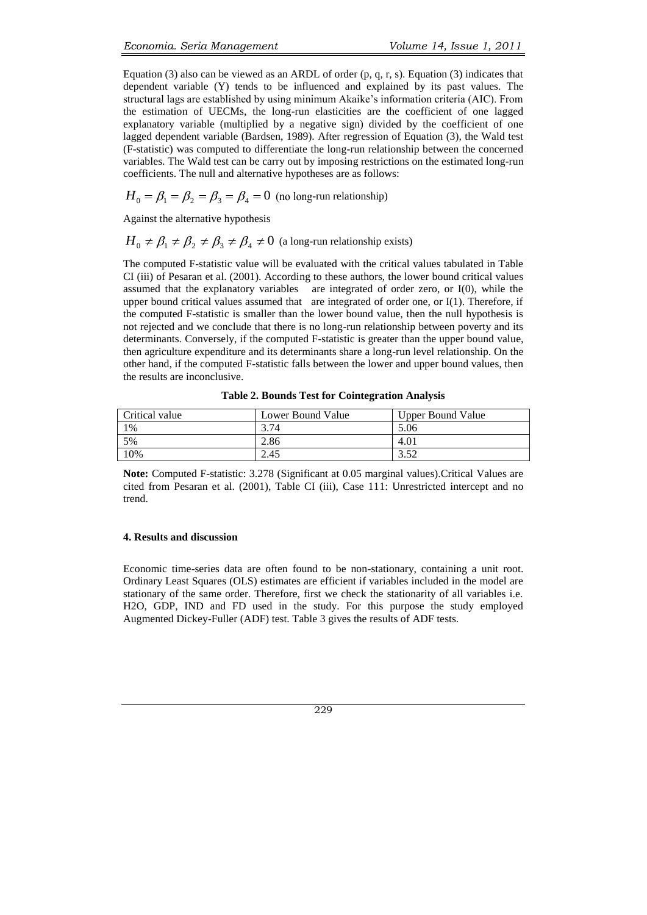Equation (3) also can be viewed as an ARDL of order (p, q, r, s). Equation (3) indicates that dependent variable (Y) tends to be influenced and explained by its past values. The structural lags are established by using minimum Akaike's information criteria (AIC). From the estimation of UECMs, the long-run elasticities are the coefficient of one lagged explanatory variable (multiplied by a negative sign) divided by the coefficient of one lagged dependent variable (Bardsen, 1989). After regression of Equation (3), the Wald test (F-statistic) was computed to differentiate the long-run relationship between the concerned variables. The Wald test can be carry out by imposing restrictions on the estimated long-run coefficients. The null and alternative hypotheses are as follows:

$$H_0 = \beta_1 = \beta_2 = \beta_3 = \beta_4 = 0 \text{ (no long-run relationship)}$$

Against the alternative hypothesis

$$H_0 \neq \beta_1 \neq \beta_2 \neq \beta_3 \neq \beta_4 \neq 0 \text{ (a long-run relationship exists)}$$

The computed F-statistic value will be evaluated with the critical values tabulated in Table CI (iii) of Pesaran et al. (2001). According to these authors, the lower bound critical values assumed that the explanatory variables are integrated of order zero, or I(0), while the upper bound critical values assumed that are integrated of order one, or I(1). Therefore, if the computed F-statistic is smaller than the lower bound value, then the null hypothesis is not rejected and we conclude that there is no long-run relationship between poverty and its determinants. Conversely, if the computed F-statistic is greater than the upper bound value, then agriculture expenditure and its determinants share a long-run level relationship. On the other hand, if the computed F-statistic falls between the lower and upper bound values, then the results are inconclusive.

**Table 2. Bounds Test for Cointegration Analysis**

| Critical value | Lower Bound Value | Upper Bound Value |
|---|---|---|
| 1% | 3.74 | 5.06 |
| 5% | 2.86 | 4.01 |
| 10% | 2.45 | 3.52 |

**Note:** Computed F-statistic: 3.278 (Significant at 0.05 marginal values).Critical Values are cited from Pesaran et al. (2001), Table CI (iii), Case 111: Unrestricted intercept and no trend.

#### 4. Results and discussion

Economic time-series data are often found to be non-stationary, containing a unit root. Ordinary Least Squares (OLS) estimates are efficient if variables included in the model are stationary of the same order. Therefore, first we check the stationarity of all variables i.e. H2O, GDP, IND and FD used in the study. For this purpose the study employed Augmented Dickey-Fuller (ADF) test. Table 3 gives the results of ADF tests.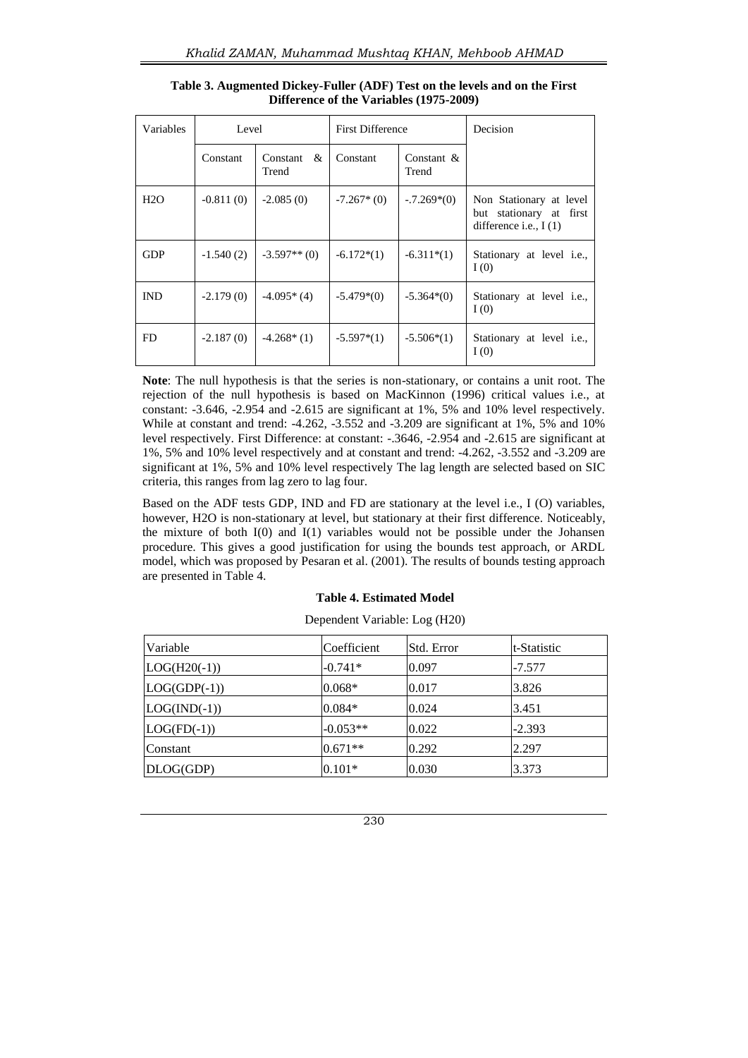**Table 3. Augmented Dickey-Fuller (ADF) Test on the levels and on the First Difference of the Variables (1975-2009)**

| Variables | Level | | First Difference | | Decision |
|---|---|---|---|---|---|
| | Constant | Constant & Trend | Constant | Constant & Trend | |
| H2O | -0.811 (0) | -2.085 (0) | -7.267* (0) | -.7.269*(0) | Non Stationary at level but stationary at first difference i.e., I (1) |
| GDP | -1.540 (2) | -3.597** (0) | -6.172*(1) | -6.311*(1) | Stationary at level i.e., I (0) |
| IND | -2.179 (0) | -4.095* (4) | -5.479*(0) | -5.364*(0) | Stationary at level i.e., I (0) |
| FD | -2.187 (0) | -4.268* (1) | -5.597*(1) | -5.506*(1) | Stationary at level i.e., I (0) |

**Note**: The null hypothesis is that the series is non-stationary, or contains a unit root. The rejection of the null hypothesis is based on MacKinnon (1996) critical values i.e., at constant: -3.646, -2.954 and -2.615 are significant at 1%, 5% and 10% level respectively. While at constant and trend: -4.262, -3.552 and -3.209 are significant at 1%, 5% and 10% level respectively. First Difference: at constant: -.3646, -2.954 and -2.615 are significant at 1%, 5% and 10% level respectively and at constant and trend: -4.262, -3.552 and -3.209 are significant at 1%, 5% and 10% level respectively The lag length are selected based on SIC criteria, this ranges from lag zero to lag four.

Based on the ADF tests GDP, IND and FD are stationary at the level i.e., I (O) variables, however, H2O is non-stationary at level, but stationary at their first difference. Noticeably, the mixture of both I(0) and I(1) variables would not be possible under the Johansen procedure. This gives a good justification for using the bounds test approach, or ARDL model, which was proposed by Pesaran et al. (2001). The results of bounds testing approach are presented in Table 4.

**Table 4. Estimated Model**

Dependent Variable: Log (H20)

| Variable | Coefficient | Std. Error | t-Statistic |
|---|---|---|---|
| LOG(H20(-1)) | -0.741* | 0.097 | -7.577 |
| LOG(GDP(-1)) | 0.068* | 0.017 | 3.826 |
| LOG(IND(-1)) | 0.084* | 0.024 | 3.451 |
| LOG(FD(-1)) | -0.053** | 0.022 | -2.393 |
| Constant | 0.671** | 0.292 | 2.297 |
| DLOG(GDP) | 0.101* | 0.030 | 3.373 |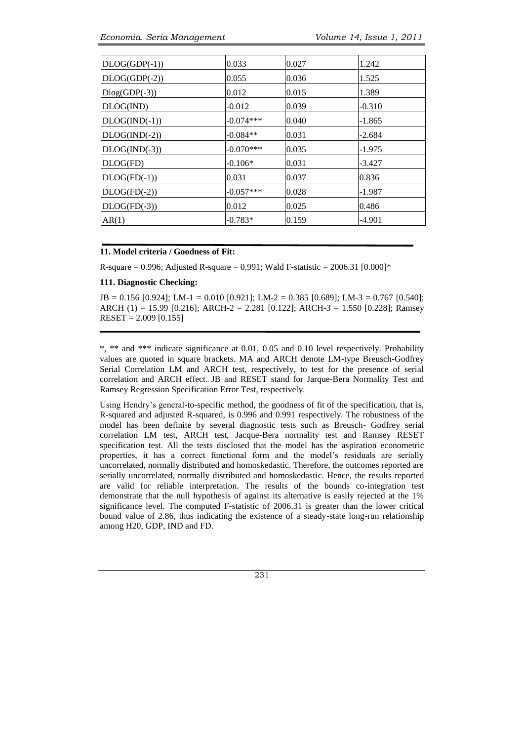| | | | |
|---|---|---|---|
| DLOG(GDP(-1)) | 0.033 | 0.027 | 1.242 |
| DLOG(GDP(-2)) | 0.055 | 0.036 | 1.525 |
| Dlog(GDP(-3)) | 0.012 | 0.015 | 1.389 |
| DLOG(IND) | -0.012 | 0.039 | -0.310 |
| DLOG(IND(-1)) | -0.074*** | 0.040 | -1.865 |
| DLOG(IND(-2)) | -0.084** | 0.031 | -2.684 |
| DLOG(IND(-3)) | -0.070*** | 0.035 | -1.975 |
| DLOG(FD) | -0.106* | 0.031 | -3.427 |
| DLOG(FD(-1)) | 0.031 | 0.037 | 0.836 |
| DLOG(FD(-2)) | -0.057*** | 0.028 | -1.987 |
| DLOG(FD(-3)) | 0.012 | 0.025 | 0.486 |
| AR(1) | -0.783* | 0.159 | -4.901 |

**11. Model criteria / Goodness of Fit:**

R-square = 0.996; Adjusted R-square = 0.991; Wald F-statistic = 2006.31 [0.000]*

**111. Diagnostic Checking:**

JB = 0.156 [0.924]; LM-1 = 0.010 [0.921]; LM-2 = 0.385 [0.689]; LM-3 = 0.767 [0.540]; ARCH (1) = 15.99 [0.216]; ARCH-2 = 2.281 [0.122]; ARCH-3 = 1.550 [0.228]; Ramsey RESET = 2.009 [0.155]

*, ** and *** indicate significance at 0.01, 0.05 and 0.10 level respectively. Probability values are quoted in square brackets. MA and ARCH denote LM-type Breusch-Godfrey Serial Correlation LM and ARCH test, respectively, to test for the presence of serial correlation and ARCH effect. JB and RESET stand for Jarque-Bera Normality Test and Ramsey Regression Specification Error Test, respectively.

Using Hendry's general-to-specific method, the goodness of fit of the specification, that is, R-squared and adjusted R-squared, is 0.996 and 0.991 respectively. The robustness of the model has been definite by several diagnostic tests such as Breusch- Godfrey serial correlation LM test, ARCH test, Jacque-Bera normality test and Ramsey RESET specification test. All the tests disclosed that the model has the aspiration econometric properties, it has a correct functional form and the model's residuals are serially uncorrelated, normally distributed and homoskedastic. Therefore, the outcomes reported are serially uncorrelated, normally distributed and homoskedastic. Hence, the results reported are valid for reliable interpretation. The results of the bounds co-integration test demonstrate that the null hypothesis of against its alternative is easily rejected at the 1% significance level. The computed F-statistic of 2006.31 is greater than the lower critical bound value of 2.86, thus indicating the existence of a steady-state long-run relationship among H20, GDP, IND and FD.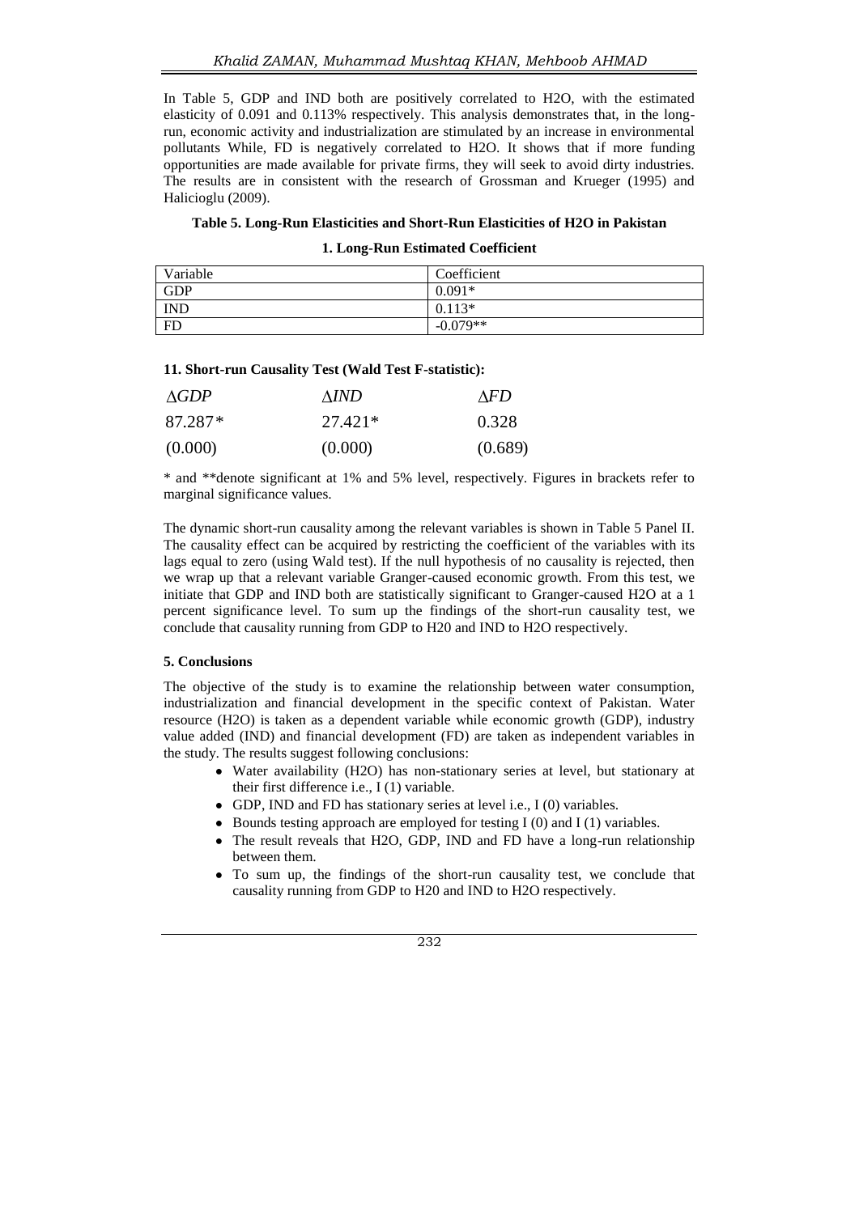In Table 5, GDP and IND both are positively correlated to H2O, with the estimated elasticity of 0.091 and 0.113% respectively. This analysis demonstrates that, in the long-run, economic activity and industrialization are stimulated by an increase in environmental pollutants While, FD is negatively correlated to H2O. It shows that if more funding opportunities are made available for private firms, they will seek to avoid dirty industries. The results are in consistent with the research of Grossman and Krueger (1995) and Halicioglu (2009).

**Table 5. Long-Run Elasticities and Short-Run Elasticities of H2O in Pakistan**

**1. Long-Run Estimated Coefficient**

| Variable | Coefficient |
|---|---|
| GDP | 0.091* |
| IND | 0.113* |
| FD | -0.079** |

**11. Short-run Causality Test (Wald Test F-statistic):**

| $\Delta GDP$ | $\Delta IND$ | $\Delta FD$ |
|---|---|---|
| 87.287* | 27.421* | 0.328 |
| (0.000) | (0.000) | (0.689) |

* and **denote significant at 1% and 5% level, respectively. Figures in brackets refer to marginal significance values.

The dynamic short-run causality among the relevant variables is shown in Table 5 Panel II. The causality effect can be acquired by restricting the coefficient of the variables with its lags equal to zero (using Wald test). If the null hypothesis of no causality is rejected, then we wrap up that a relevant variable Granger-caused economic growth. From this test, we initiate that GDP and IND both are statistically significant to Granger-caused H2O at a 1 percent significance level. To sum up the findings of the short-run causality test, we conclude that causality running from GDP to H20 and IND to H2O respectively.

**5. Conclusions**

The objective of the study is to examine the relationship between water consumption, industrialization and financial development in the specific context of Pakistan. Water resource (H2O) is taken as a dependent variable while economic growth (GDP), industry value added (IND) and financial development (FD) are taken as independent variables in the study. The results suggest following conclusions:

- Water availability (H2O) has non-stationary series at level, but stationary at their first difference i.e., I (1) variable.
- GDP, IND and FD has stationary series at level i.e., I (0) variables.
- Bounds testing approach are employed for testing I (0) and I (1) variables.
- The result reveals that H2O, GDP, IND and FD have a long-run relationship between them.
- To sum up, the findings of the short-run causality test, we conclude that causality running from GDP to H20 and IND to H2O respectively.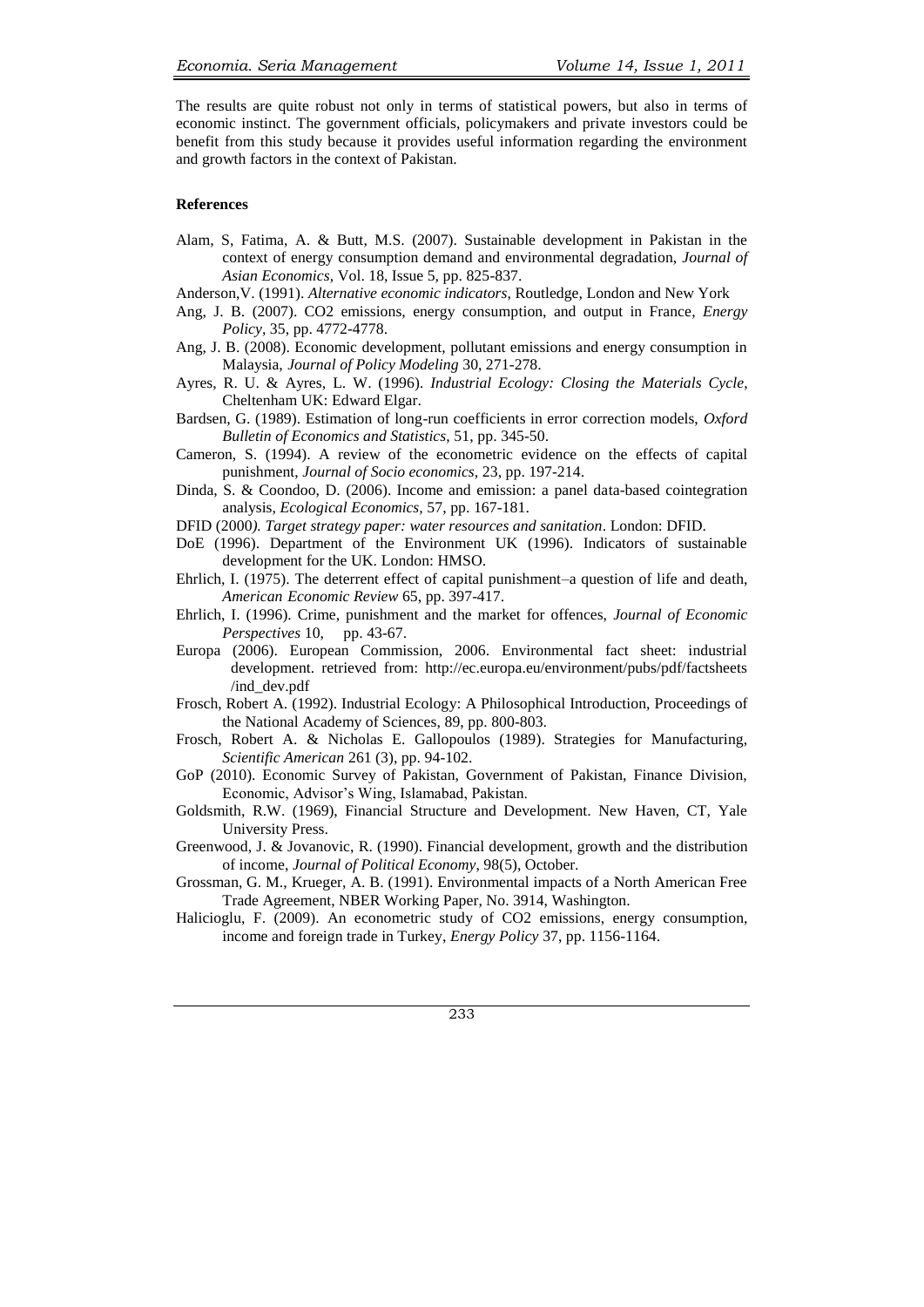The results are quite robust not only in terms of statistical powers, but also in terms of economic instinct. The government officials, policymakers and private investors could be benefit from this study because it provides useful information regarding the environment and growth factors in the context of Pakistan.

**References**

Alam, S, Fatima, A. & Butt, M.S. (2007). Sustainable development in Pakistan in the context of energy consumption demand and environmental degradation, *Journal of Asian Economics*, Vol. 18, Issue 5, pp. 825-837.

Anderson,V. (1991). *Alternative economic indicators*, Routledge, London and New York

Ang, J. B. (2007). CO2 emissions, energy consumption, and output in France, *Energy Policy*, 35, pp. 4772-4778.

Ang, J. B. (2008). Economic development, pollutant emissions and energy consumption in Malaysia, *Journal of Policy Modeling* 30, 271-278.

Ayres, R. U. & Ayres, L. W. (1996). *Industrial Ecology: Closing the Materials Cycle*, Cheltenham UK: Edward Elgar.

Bardsen, G. (1989). Estimation of long-run coefficients in error correction models, *Oxford Bulletin of Economics and Statistics*, 51, pp. 345-50.

Cameron, S. (1994). A review of the econometric evidence on the effects of capital punishment, *Journal of Socio economics*, 23, pp. 197-214.

Dinda, S. & Coondoo, D. (2006). Income and emission: a panel data-based cointegration analysis, *Ecological Economics*, 57, pp. 167-181.

DFID (2000*). Target strategy paper: water resources and sanitation*. London: DFID.

DoE (1996). Department of the Environment UK (1996). Indicators of sustainable development for the UK. London: HMSO.

Ehrlich, I. (1975). The deterrent effect of capital punishment–a question of life and death, *American Economic Review* 65, pp. 397-417.

Ehrlich, I. (1996). Crime, punishment and the market for offences, *Journal of Economic Perspectives* 10, pp. 43-67.

Europa (2006). European Commission, 2006. Environmental fact sheet: industrial development. retrieved from: http://ec.europa.eu/environment/pubs/pdf/factsheets/ind_dev.pdf

Frosch, Robert A. (1992). Industrial Ecology: A Philosophical Introduction, Proceedings of the National Academy of Sciences, 89, pp. 800-803.

Frosch, Robert A. & Nicholas E. Gallopoulos (1989). Strategies for Manufacturing, *Scientific American* 261 (3), pp. 94-102.

GoP (2010). Economic Survey of Pakistan, Government of Pakistan, Finance Division, Economic, Advisor's Wing, Islamabad, Pakistan.

Goldsmith, R.W. (1969), Financial Structure and Development. New Haven, CT, Yale University Press.

Greenwood, J. & Jovanovic, R. (1990). Financial development, growth and the distribution of income, *Journal of Political Economy*, 98(5), October.

Grossman, G. M., Krueger, A. B. (1991). Environmental impacts of a North American Free Trade Agreement, NBER Working Paper, No. 3914, Washington.

Halicioglu, F. (2009). An econometric study of CO2 emissions, energy consumption, income and foreign trade in Turkey, *Energy Policy* 37, pp. 1156-1164.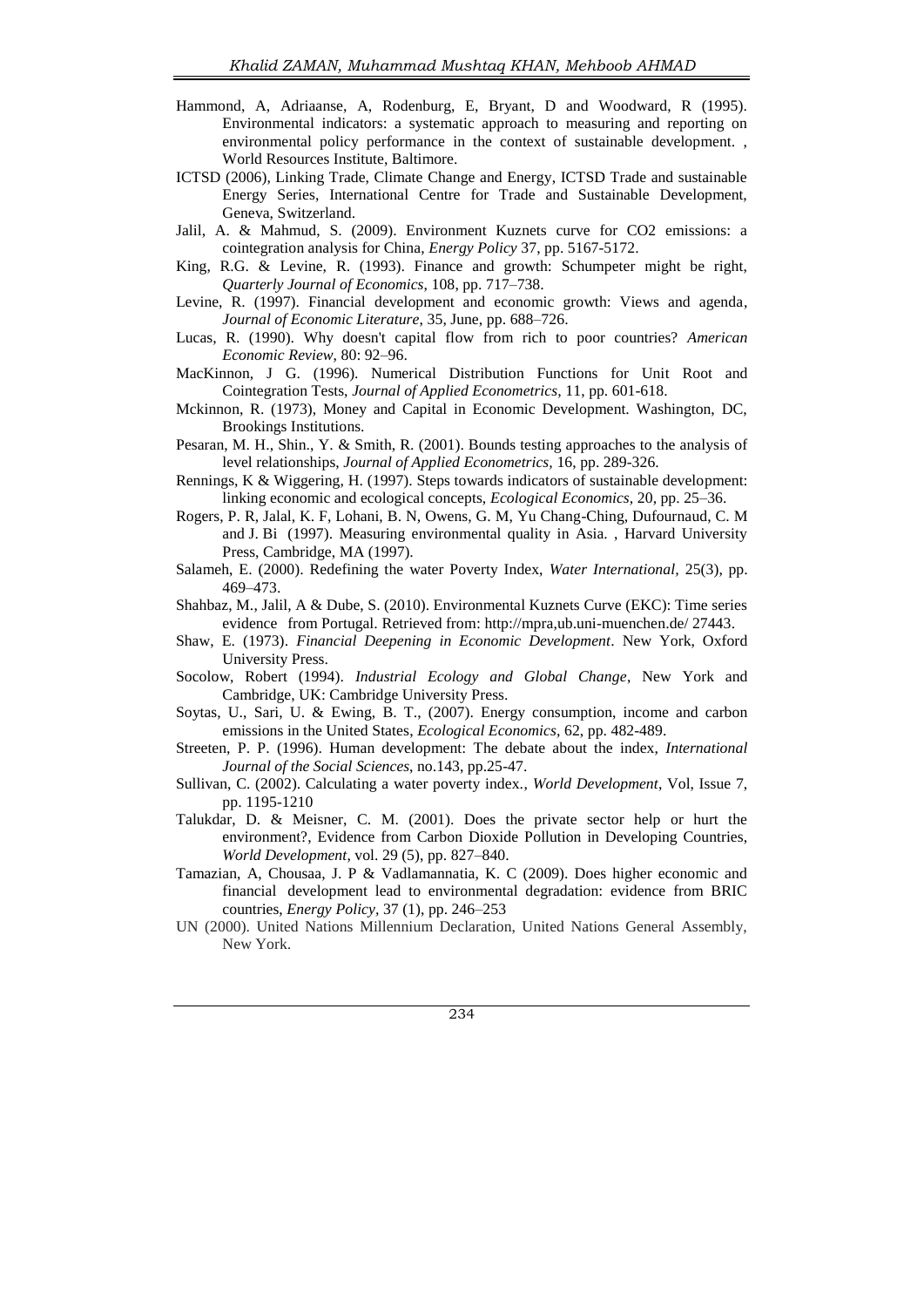Hammond, A, Adriaanse, A, Rodenburg, E, Bryant, D and Woodward, R (1995). Environmental indicators: a systematic approach to measuring and reporting on environmental policy performance in the context of sustainable development. , World Resources Institute, Baltimore.

ICTSD (2006), Linking Trade, Climate Change and Energy, ICTSD Trade and sustainable Energy Series, International Centre for Trade and Sustainable Development, Geneva, Switzerland.

Jalil, A. & Mahmud, S. (2009). Environment Kuznets curve for CO2 emissions: a cointegration analysis for China, *Energy Policy* 37, pp. 5167-5172.

King, R.G. & Levine, R. (1993). Finance and growth: Schumpeter might be right, *Quarterly Journal of Economics*, 108, pp. 717–738.

Levine, R. (1997). Financial development and economic growth: Views and agenda, *Journal of Economic Literature*, 35, June, pp. 688–726.

Lucas, R. (1990). Why doesn't capital flow from rich to poor countries? *American Economic Review*, 80: 92–96.

MacKinnon, J G. (1996). Numerical Distribution Functions for Unit Root and Cointegration Tests, *Journal of Applied Econometrics*, 11, pp. 601-618.

Mckinnon, R. (1973), Money and Capital in Economic Development. Washington, DC, Brookings Institutions.

Pesaran, M. H., Shin., Y. & Smith, R. (2001). Bounds testing approaches to the analysis of level relationships, *Journal of Applied Econometrics*, 16, pp. 289-326.

Rennings, K & Wiggering, H. (1997). Steps towards indicators of sustainable development: linking economic and ecological concepts, *Ecological Economics*, 20, pp. 25–36.

Rogers, P. R, Jalal, K. F, Lohani, B. N, Owens, G. M, Yu Chang-Ching, Dufournaud, C. M and J. Bi (1997). Measuring environmental quality in Asia. , Harvard University Press, Cambridge, MA (1997).

Salameh, E. (2000). Redefining the water Poverty Index, *Water International*, 25(3), pp. 469–473.

Shahbaz, M., Jalil, A & Dube, S. (2010). Environmental Kuznets Curve (EKC): Time series evidence from Portugal. Retrieved from: http://mpra,ub.uni-muenchen.de/ 27443.

Shaw, E. (1973). *Financial Deepening in Economic Development*. New York, Oxford University Press.

Socolow, Robert (1994). *Industrial Ecology and Global Change*, New York and Cambridge, UK: Cambridge University Press.

Soytas, U., Sari, U. & Ewing, B. T., (2007). Energy consumption, income and carbon emissions in the United States, *Ecological Economics*, 62, pp. 482-489.

Streeten, P. P. (1996). Human development: The debate about the index, *International Journal of the Social Sciences*, no.143, pp.25-47.

Sullivan, C. (2002). Calculating a water poverty index., *World Development*, Vol, Issue 7, pp. 1195-1210

Talukdar, D. & Meisner, C. M. (2001). Does the private sector help or hurt the environment?, Evidence from Carbon Dioxide Pollution in Developing Countries, *World Development*, vol. 29 (5), pp. 827–840.

Tamazian, A, Chousaa, J. P & Vadlamannatia, K. C (2009). Does higher economic and financial development lead to environmental degradation: evidence from BRIC countries, *Energy Policy*, 37 (1), pp. 246–253

UN (2000). United Nations Millennium Declaration, United Nations General Assembly, New York.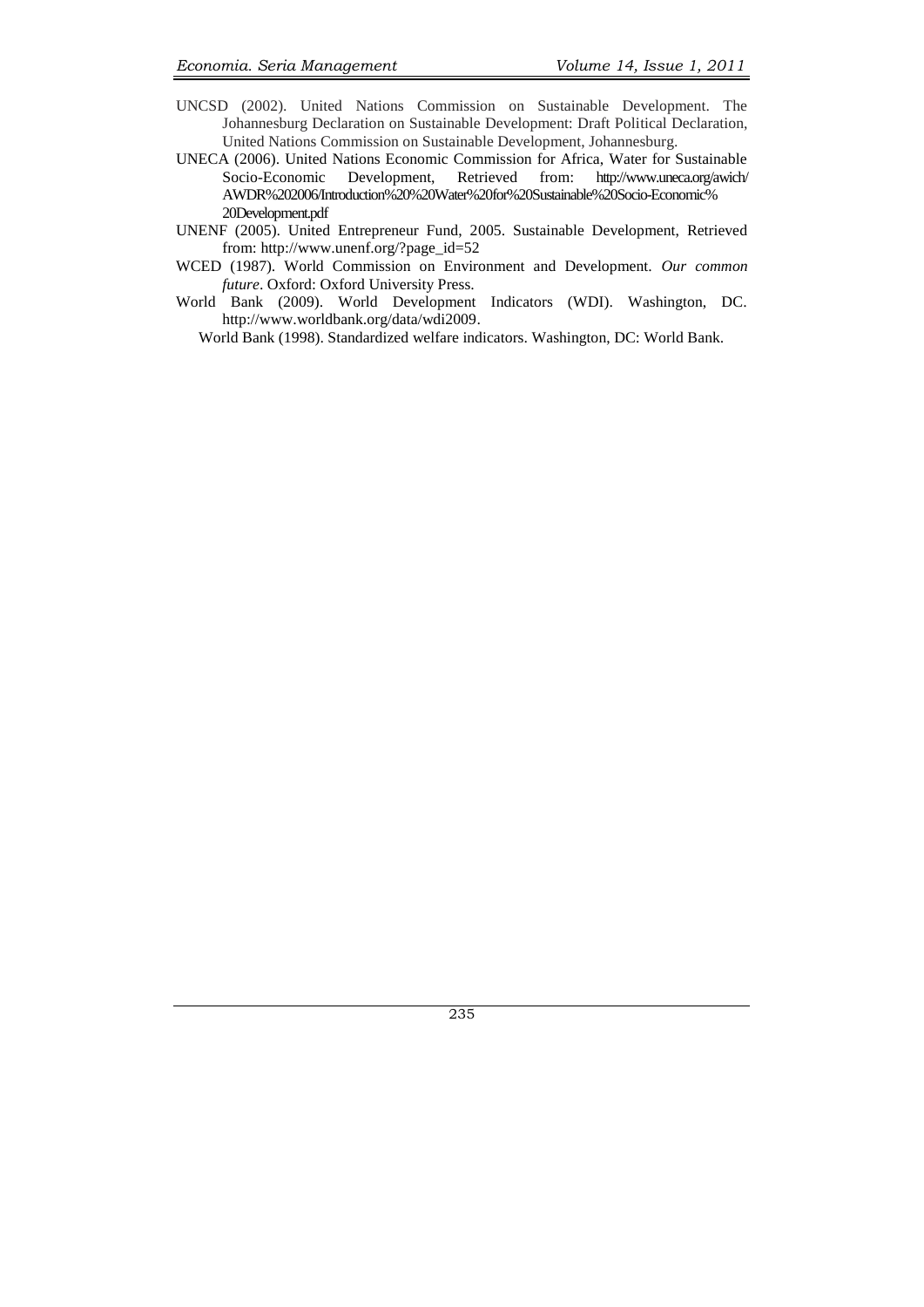UNCSD (2002). United Nations Commission on Sustainable Development. The Johannesburg Declaration on Sustainable Development: Draft Political Declaration, United Nations Commission on Sustainable Development, Johannesburg.

UNECA (2006). United Nations Economic Commission for Africa, Water for Sustainable Socio-Economic Development, Retrieved from: http://www.uneca.org/awich/AWDR%202006/Introduction%20%20Water%20for%20Sustainable%20Socio-Economic%20Development.pdf

UNENF (2005). United Entrepreneur Fund, 2005. Sustainable Development, Retrieved from: http://www.unenf.org/?page_id=52

WCED (1987). World Commission on Environment and Development. *Our common future*. Oxford: Oxford University Press.

World Bank (2009). World Development Indicators (WDI). Washington, DC. http://www.worldbank.org/data/wdi2009.

World Bank (1998). Standardized welfare indicators. Washington, DC: World Bank.